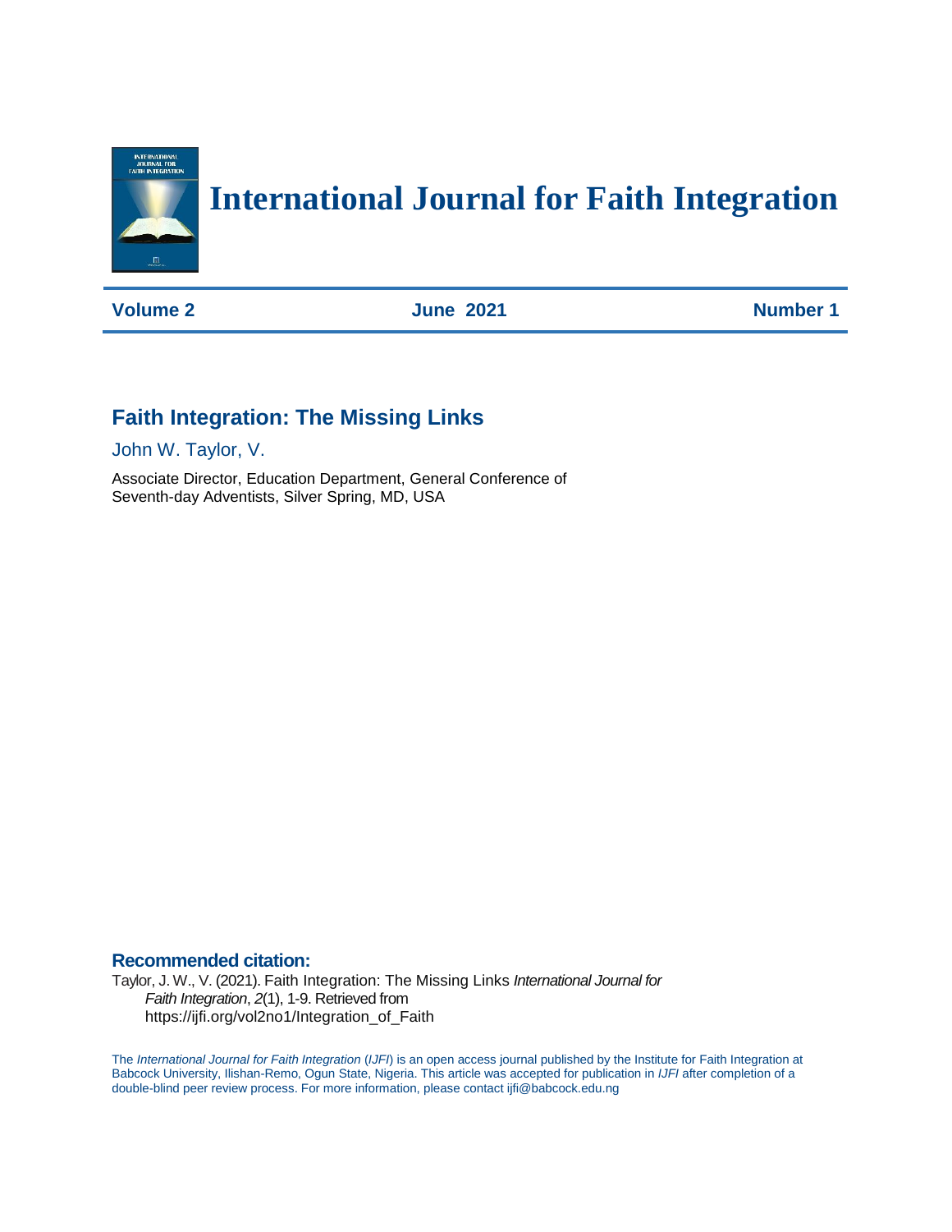# International Journal for Faith Integration

**Volume 2** **June 2021** **Number 1**

## Faith Integration: The Missing Links

John W. Taylor, V.

Associate Director, Education Department, General Conference of Seventh-day Adventists, Silver Spring, MD, USA

### Recommended citation:

Taylor, J. W., V. (2021). Faith Integration: The Missing Links *International Journal for Faith Integration*, *2*(1), 1-9. Retrieved from https://ijfi.org/vol2no1/Integration_of_Faith

The *International Journal for Faith Integration* (*IJFI*) is an open access journal published by the Institute for Faith Integration at Babcock University, Ilishan-Remo, Ogun State, Nigeria. This article was accepted for publication in *IJFI* after completion of a double-blind peer review process. For more information, please contact ijfi@babcock.edu.ng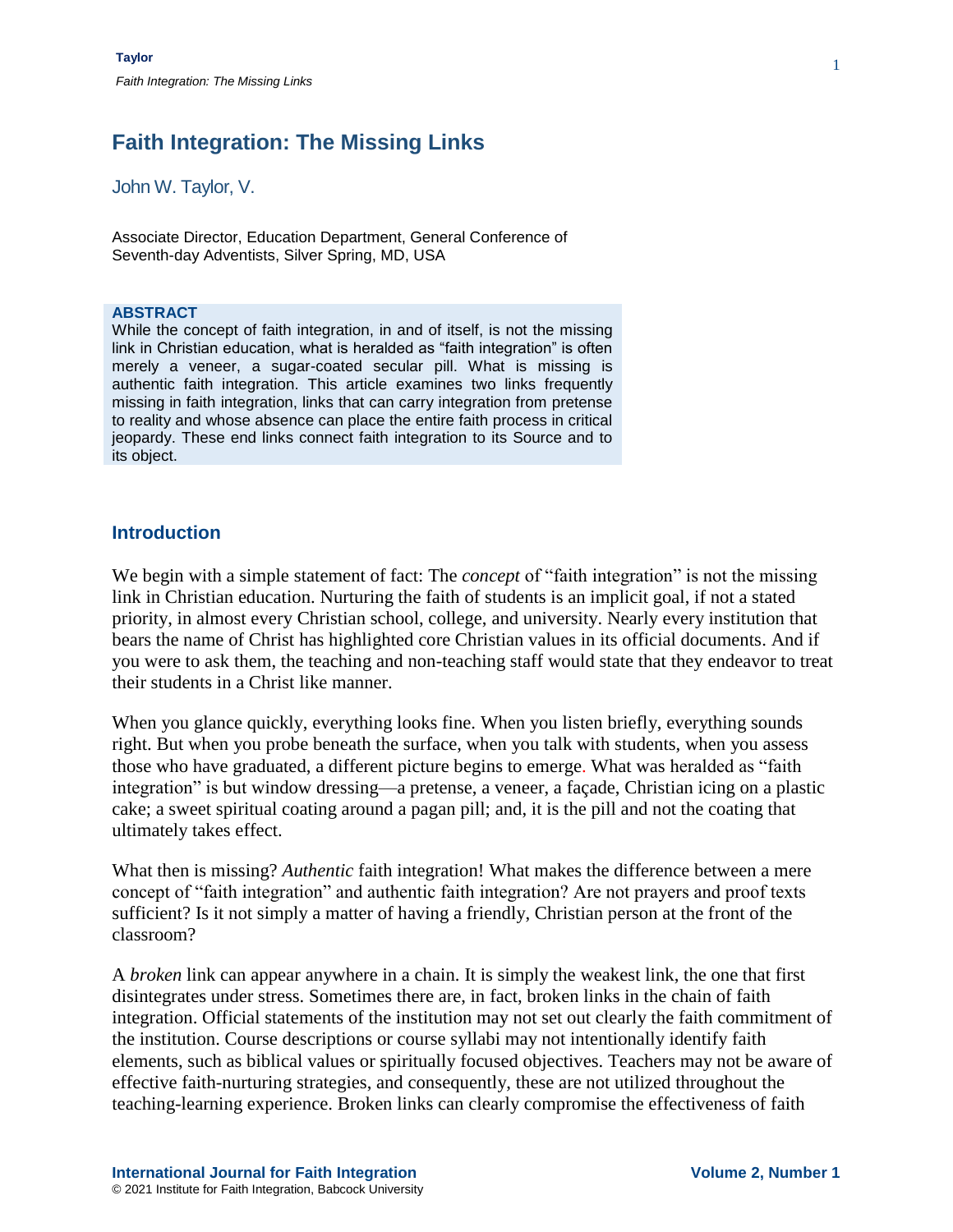# Faith Integration: The Missing Links

John W. Taylor, V.

Associate Director, Education Department, General Conference of Seventh-day Adventists, Silver Spring, MD, USA

**ABSTRACT**

While the concept of faith integration, in and of itself, is not the missing link in Christian education, what is heralded as "faith integration" is often merely a veneer, a sugar-coated secular pill. What is missing is authentic faith integration. This article examines two links frequently missing in faith integration, links that can carry integration from pretense to reality and whose absence can place the entire faith process in critical jeopardy. These end links connect faith integration to its Source and to its object.

## Introduction

We begin with a simple statement of fact: The *concept* of "faith integration" is not the missing link in Christian education. Nurturing the faith of students is an implicit goal, if not a stated priority, in almost every Christian school, college, and university. Nearly every institution that bears the name of Christ has highlighted core Christian values in its official documents. And if you were to ask them, the teaching and non-teaching staff would state that they endeavor to treat their students in a Christ like manner.

When you glance quickly, everything looks fine. When you listen briefly, everything sounds right. But when you probe beneath the surface, when you talk with students, when you assess those who have graduated, a different picture begins to emerge. What was heralded as "faith integration" is but window dressing—a pretense, a veneer, a façade, Christian icing on a plastic cake; a sweet spiritual coating around a pagan pill; and, it is the pill and not the coating that ultimately takes effect.

What then is missing? *Authentic* faith integration! What makes the difference between a mere concept of "faith integration" and authentic faith integration? Are not prayers and proof texts sufficient? Is it not simply a matter of having a friendly, Christian person at the front of the classroom?

A *broken* link can appear anywhere in a chain. It is simply the weakest link, the one that first disintegrates under stress. Sometimes there are, in fact, broken links in the chain of faith integration. Official statements of the institution may not set out clearly the faith commitment of the institution. Course descriptions or course syllabi may not intentionally identify faith elements, such as biblical values or spiritually focused objectives. Teachers may not be aware of effective faith-nurturing strategies, and consequently, these are not utilized throughout the teaching-learning experience. Broken links can clearly compromise the effectiveness of faith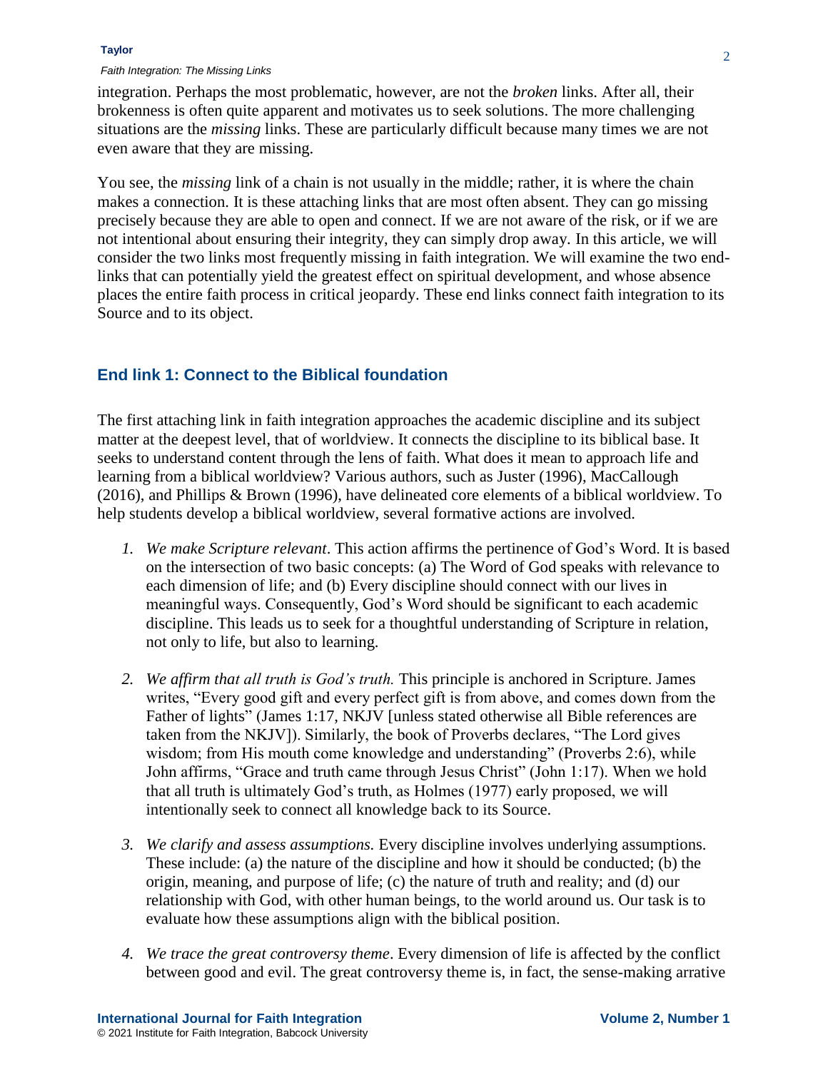integration. Perhaps the most problematic, however, are not the *broken* links. After all, their brokenness is often quite apparent and motivates us to seek solutions. The more challenging situations are the *missing* links. These are particularly difficult because many times we are not even aware that they are missing.

You see, the *missing* link of a chain is not usually in the middle; rather, it is where the chain makes a connection. It is these attaching links that are most often absent. They can go missing precisely because they are able to open and connect. If we are not aware of the risk, or if we are not intentional about ensuring their integrity, they can simply drop away. In this article, we will consider the two links most frequently missing in faith integration. We will examine the two end-links that can potentially yield the greatest effect on spiritual development, and whose absence places the entire faith process in critical jeopardy. These end links connect faith integration to its Source and to its object.

## End link 1: Connect to the Biblical foundation

The first attaching link in faith integration approaches the academic discipline and its subject matter at the deepest level, that of worldview. It connects the discipline to its biblical base. It seeks to understand content through the lens of faith. What does it mean to approach life and learning from a biblical worldview? Various authors, such as Juster (1996), MacCallough (2016), and Phillips & Brown (1996), have delineated core elements of a biblical worldview. To help students develop a biblical worldview, several formative actions are involved.

1. *We make Scripture relevant*. This action affirms the pertinence of God's Word. It is based on the intersection of two basic concepts: (a) The Word of God speaks with relevance to each dimension of life; and (b) Every discipline should connect with our lives in meaningful ways. Consequently, God's Word should be significant to each academic discipline. This leads us to seek for a thoughtful understanding of Scripture in relation, not only to life, but also to learning.

2. *We affirm that all truth is God's truth.* This principle is anchored in Scripture. James writes, "Every good gift and every perfect gift is from above, and comes down from the Father of lights" (James 1:17, NKJV [unless stated otherwise all Bible references are taken from the NKJV]). Similarly, the book of Proverbs declares, "The Lord gives wisdom; from His mouth come knowledge and understanding" (Proverbs 2:6), while John affirms, "Grace and truth came through Jesus Christ" (John 1:17). When we hold that all truth is ultimately God's truth, as Holmes (1977) early proposed, we will intentionally seek to connect all knowledge back to its Source.

3. *We clarify and assess assumptions.* Every discipline involves underlying assumptions. These include: (a) the nature of the discipline and how it should be conducted; (b) the origin, meaning, and purpose of life; (c) the nature of truth and reality; and (d) our relationship with God, with other human beings, to the world around us. Our task is to evaluate how these assumptions align with the biblical position.

4. *We trace the great controversy theme*. Every dimension of life is affected by the conflict between good and evil. The great controversy theme is, in fact, the sense-making arrative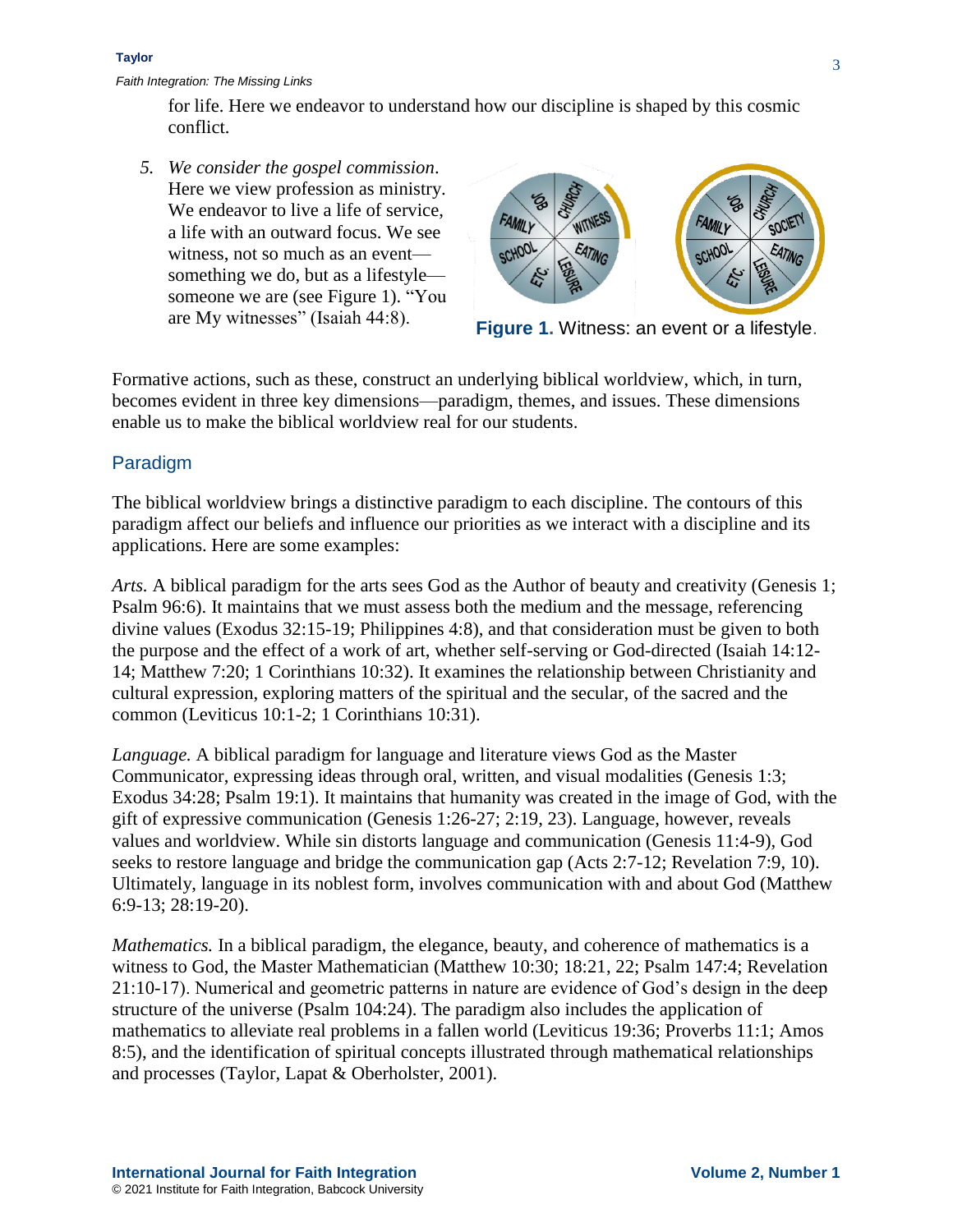for life. Here we endeavor to understand how our discipline is shaped by this cosmic conflict.

5. *We consider the gospel commission*. Here we view profession as ministry. We endeavor to live a life of service, a life with an outward focus. We see witness, not so much as an event—something we do, but as a lifestyle—someone we are (see Figure 1). "You are My witnesses" (Isaiah 44:8).

**Figure 1.** Witness: an event or a lifestyle.

Formative actions, such as these, construct an underlying biblical worldview, which, in turn, becomes evident in three key dimensions—paradigm, themes, and issues. These dimensions enable us to make the biblical worldview real for our students.

## Paradigm

The biblical worldview brings a distinctive paradigm to each discipline. The contours of this paradigm affect our beliefs and influence our priorities as we interact with a discipline and its applications. Here are some examples:

*Arts.* A biblical paradigm for the arts sees God as the Author of beauty and creativity (Genesis 1; Psalm 96:6). It maintains that we must assess both the medium and the message, referencing divine values (Exodus 32:15-19; Philippines 4:8), and that consideration must be given to both the purpose and the effect of a work of art, whether self-serving or God-directed (Isaiah 14:12-14; Matthew 7:20; 1 Corinthians 10:32). It examines the relationship between Christianity and cultural expression, exploring matters of the spiritual and the secular, of the sacred and the common (Leviticus 10:1-2; 1 Corinthians 10:31).

*Language.* A biblical paradigm for language and literature views God as the Master Communicator, expressing ideas through oral, written, and visual modalities (Genesis 1:3; Exodus 34:28; Psalm 19:1). It maintains that humanity was created in the image of God, with the gift of expressive communication (Genesis 1:26-27; 2:19, 23). Language, however, reveals values and worldview. While sin distorts language and communication (Genesis 11:4-9), God seeks to restore language and bridge the communication gap (Acts 2:7-12; Revelation 7:9, 10). Ultimately, language in its noblest form, involves communication with and about God (Matthew 6:9-13; 28:19-20).

*Mathematics.* In a biblical paradigm, the elegance, beauty, and coherence of mathematics is a witness to God, the Master Mathematician (Matthew 10:30; 18:21, 22; Psalm 147:4; Revelation 21:10-17). Numerical and geometric patterns in nature are evidence of God's design in the deep structure of the universe (Psalm 104:24). The paradigm also includes the application of mathematics to alleviate real problems in a fallen world (Leviticus 19:36; Proverbs 11:1; Amos 8:5), and the identification of spiritual concepts illustrated through mathematical relationships and processes (Taylor, Lapat & Oberholster, 2001).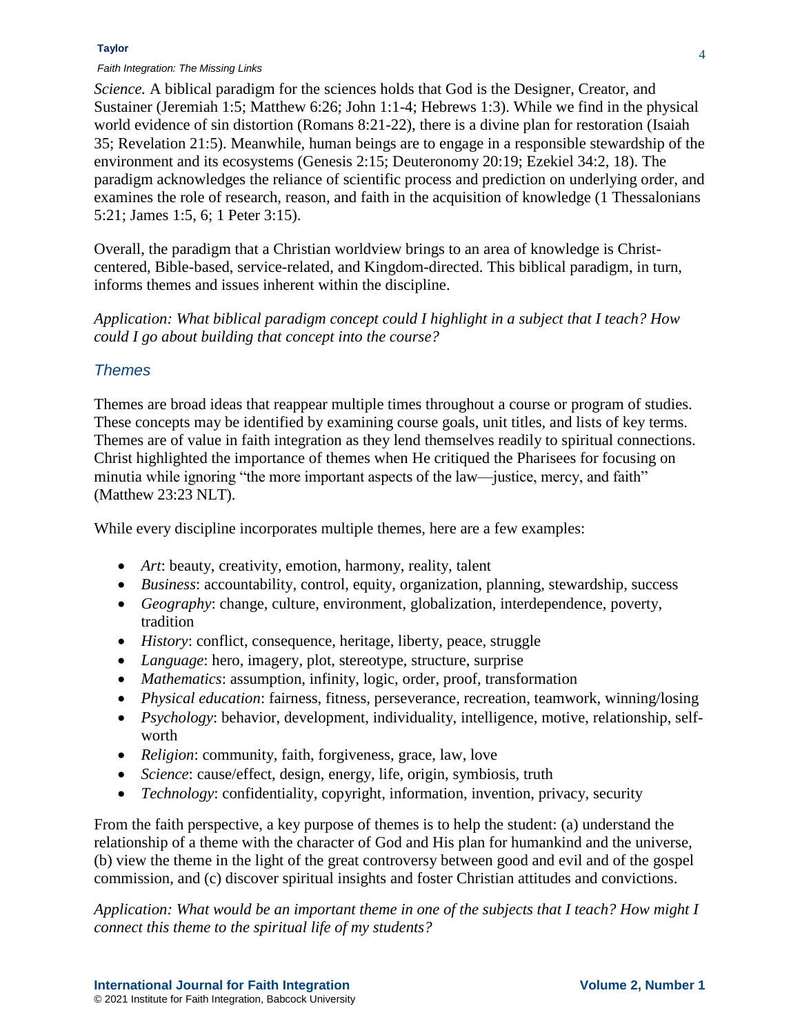*Science.* A biblical paradigm for the sciences holds that God is the Designer, Creator, and Sustainer (Jeremiah 1:5; Matthew 6:26; John 1:1-4; Hebrews 1:3). While we find in the physical world evidence of sin distortion (Romans 8:21-22), there is a divine plan for restoration (Isaiah 35; Revelation 21:5). Meanwhile, human beings are to engage in a responsible stewardship of the environment and its ecosystems (Genesis 2:15; Deuteronomy 20:19; Ezekiel 34:2, 18). The paradigm acknowledges the reliance of scientific process and prediction on underlying order, and examines the role of research, reason, and faith in the acquisition of knowledge (1 Thessalonians 5:21; James 1:5, 6; 1 Peter 3:15).

Overall, the paradigm that a Christian worldview brings to an area of knowledge is Christ-centered, Bible-based, service-related, and Kingdom-directed. This biblical paradigm, in turn, informs themes and issues inherent within the discipline.

*Application: What biblical paradigm concept could I highlight in a subject that I teach? How could I go about building that concept into the course?*

## *Themes*

Themes are broad ideas that reappear multiple times throughout a course or program of studies. These concepts may be identified by examining course goals, unit titles, and lists of key terms. Themes are of value in faith integration as they lend themselves readily to spiritual connections. Christ highlighted the importance of themes when He critiqued the Pharisees for focusing on minutia while ignoring "the more important aspects of the law—justice, mercy, and faith" (Matthew 23:23 NLT).

While every discipline incorporates multiple themes, here are a few examples:

- *Art*: beauty, creativity, emotion, harmony, reality, talent
- *Business*: accountability, control, equity, organization, planning, stewardship, success
- *Geography*: change, culture, environment, globalization, interdependence, poverty, tradition
- *History*: conflict, consequence, heritage, liberty, peace, struggle
- *Language*: hero, imagery, plot, stereotype, structure, surprise
- *Mathematics*: assumption, infinity, logic, order, proof, transformation
- *Physical education*: fairness, fitness, perseverance, recreation, teamwork, winning/losing
- *Psychology*: behavior, development, individuality, intelligence, motive, relationship, self-worth
- *Religion*: community, faith, forgiveness, grace, law, love
- *Science*: cause/effect, design, energy, life, origin, symbiosis, truth
- *Technology*: confidentiality, copyright, information, invention, privacy, security

From the faith perspective, a key purpose of themes is to help the student: (a) understand the relationship of a theme with the character of God and His plan for humankind and the universe, (b) view the theme in the light of the great controversy between good and evil and of the gospel commission, and (c) discover spiritual insights and foster Christian attitudes and convictions.

*Application: What would be an important theme in one of the subjects that I teach? How might I connect this theme to the spiritual life of my students?*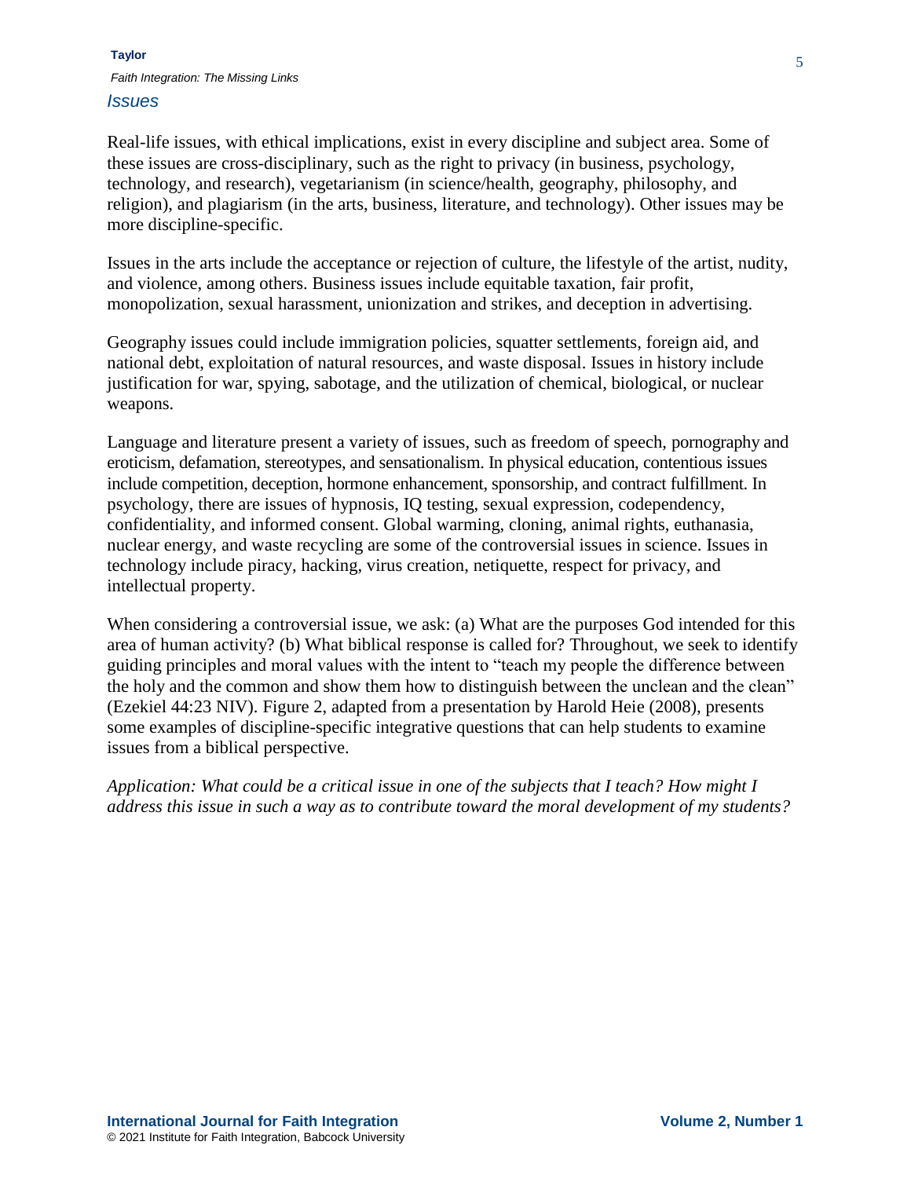### *Issues*

Real-life issues, with ethical implications, exist in every discipline and subject area. Some of these issues are cross-disciplinary, such as the right to privacy (in business, psychology, technology, and research), vegetarianism (in science/health, geography, philosophy, and religion), and plagiarism (in the arts, business, literature, and technology). Other issues may be more discipline-specific.

Issues in the arts include the acceptance or rejection of culture, the lifestyle of the artist, nudity, and violence, among others. Business issues include equitable taxation, fair profit, monopolization, sexual harassment, unionization and strikes, and deception in advertising.

Geography issues could include immigration policies, squatter settlements, foreign aid, and national debt, exploitation of natural resources, and waste disposal. Issues in history include justification for war, spying, sabotage, and the utilization of chemical, biological, or nuclear weapons.

Language and literature present a variety of issues, such as freedom of speech, pornography and eroticism, defamation, stereotypes, and sensationalism. In physical education, contentious issues include competition, deception, hormone enhancement, sponsorship, and contract fulfillment. In psychology, there are issues of hypnosis, IQ testing, sexual expression, codependency, confidentiality, and informed consent. Global warming, cloning, animal rights, euthanasia, nuclear energy, and waste recycling are some of the controversial issues in science. Issues in technology include piracy, hacking, virus creation, netiquette, respect for privacy, and intellectual property.

When considering a controversial issue, we ask: (a) What are the purposes God intended for this area of human activity? (b) What biblical response is called for? Throughout, we seek to identify guiding principles and moral values with the intent to "teach my people the difference between the holy and the common and show them how to distinguish between the unclean and the clean" (Ezekiel 44:23 NIV). Figure 2, adapted from a presentation by Harold Heie (2008), presents some examples of discipline-specific integrative questions that can help students to examine issues from a biblical perspective.

*Application: What could be a critical issue in one of the subjects that I teach? How might I address this issue in such a way as to contribute toward the moral development of my students?*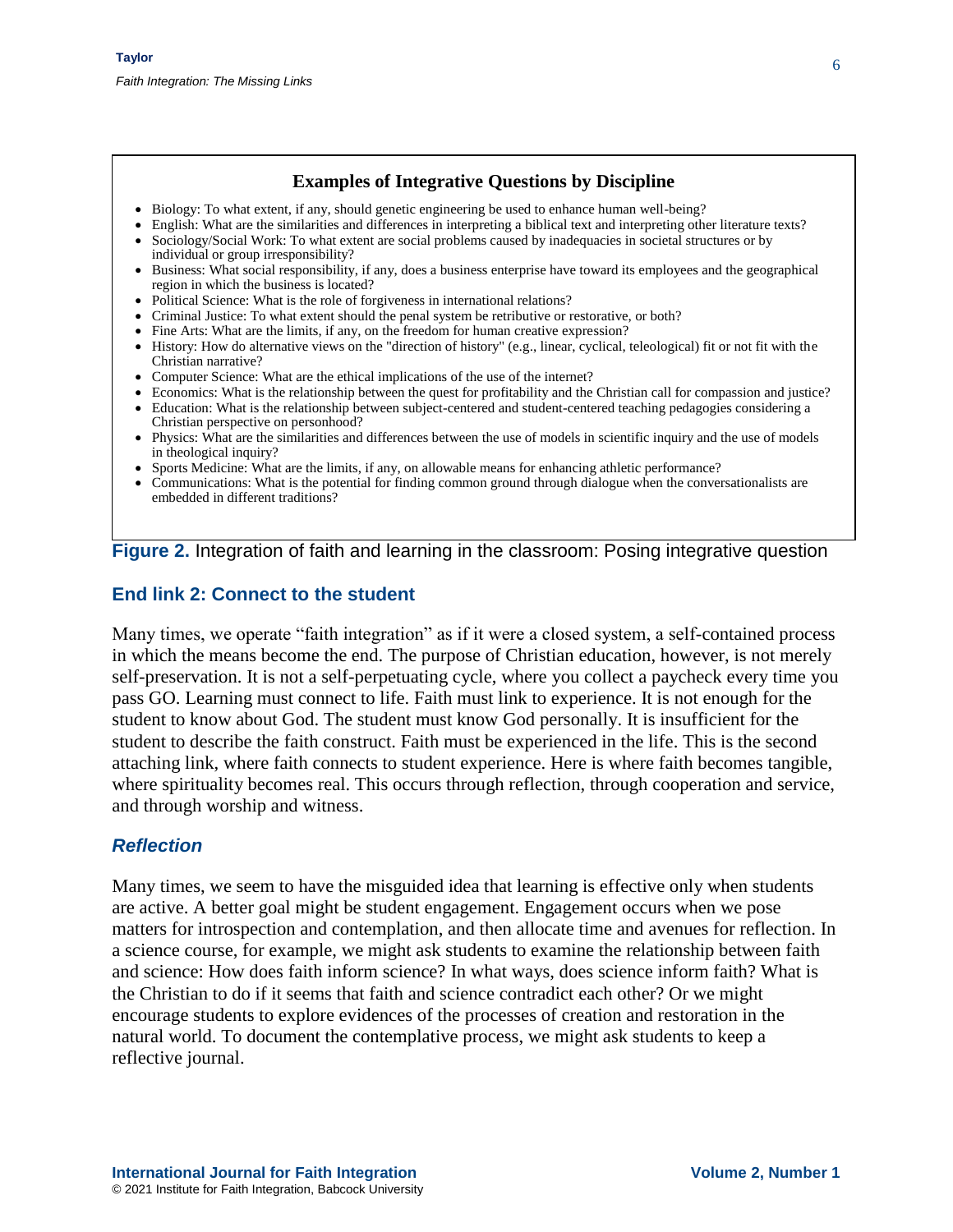**Examples of Integrative Questions by Discipline**

- Biology: To what extent, if any, should genetic engineering be used to enhance human well-being?
- English: What are the similarities and differences in interpreting a biblical text and interpreting other literature texts?
- Sociology/Social Work: To what extent are social problems caused by inadequacies in societal structures or by individual or group irresponsibility?
- Business: What social responsibility, if any, does a business enterprise have toward its employees and the geographical region in which the business is located?
- Political Science: What is the role of forgiveness in international relations?
- Criminal Justice: To what extent should the penal system be retributive or restorative, or both?
- Fine Arts: What are the limits, if any, on the freedom for human creative expression?
- History: How do alternative views on the "direction of history" (e.g., linear, cyclical, teleological) fit or not fit with the Christian narrative?
- Computer Science: What are the ethical implications of the use of the internet?
- Economics: What is the relationship between the quest for profitability and the Christian call for compassion and justice?
- Education: What is the relationship between subject-centered and student-centered teaching pedagogies considering a Christian perspective on personhood?
- Physics: What are the similarities and differences between the use of models in scientific inquiry and the use of models in theological inquiry?
- Sports Medicine: What are the limits, if any, on allowable means for enhancing athletic performance?
- Communications: What is the potential for finding common ground through dialogue when the conversationalists are embedded in different traditions?

**Figure 2.** Integration of faith and learning in the classroom: Posing integrative question

## End link 2: Connect to the student

Many times, we operate "faith integration" as if it were a closed system, a self-contained process in which the means become the end. The purpose of Christian education, however, is not merely self-preservation. It is not a self-perpetuating cycle, where you collect a paycheck every time you pass GO. Learning must connect to life. Faith must link to experience. It is not enough for the student to know about God. The student must know God personally. It is insufficient for the student to describe the faith construct. Faith must be experienced in the life. This is the second attaching link, where faith connects to student experience. Here is where faith becomes tangible, where spirituality becomes real. This occurs through reflection, through cooperation and service, and through worship and witness.

### *Reflection*

Many times, we seem to have the misguided idea that learning is effective only when students are active. A better goal might be student engagement. Engagement occurs when we pose matters for introspection and contemplation, and then allocate time and avenues for reflection. In a science course, for example, we might ask students to examine the relationship between faith and science: How does faith inform science? In what ways, does science inform faith? What is the Christian to do if it seems that faith and science contradict each other? Or we might encourage students to explore evidences of the processes of creation and restoration in the natural world. To document the contemplative process, we might ask students to keep a reflective journal.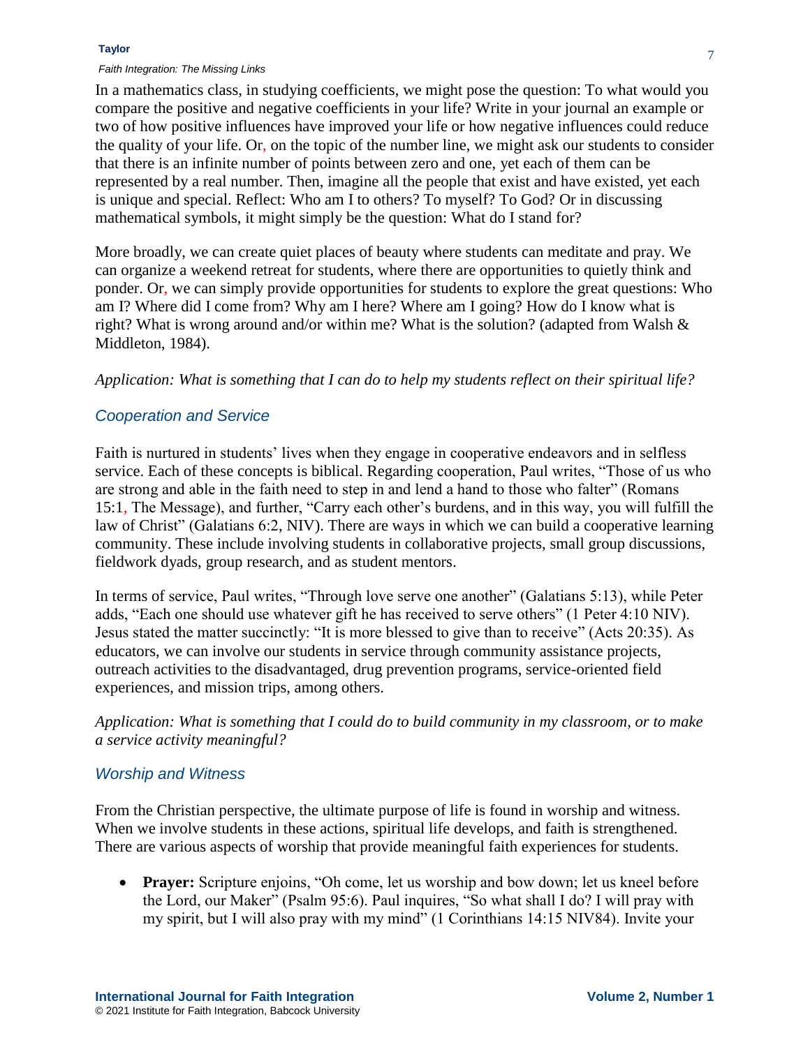In a mathematics class, in studying coefficients, we might pose the question: To what would you compare the positive and negative coefficients in your life? Write in your journal an example or two of how positive influences have improved your life or how negative influences could reduce the quality of your life. Or, on the topic of the number line, we might ask our students to consider that there is an infinite number of points between zero and one, yet each of them can be represented by a real number. Then, imagine all the people that exist and have existed, yet each is unique and special. Reflect: Who am I to others? To myself? To God? Or in discussing mathematical symbols, it might simply be the question: What do I stand for?

More broadly, we can create quiet places of beauty where students can meditate and pray. We can organize a weekend retreat for students, where there are opportunities to quietly think and ponder. Or, we can simply provide opportunities for students to explore the great questions: Who am I? Where did I come from? Why am I here? Where am I going? How do I know what is right? What is wrong around and/or within me? What is the solution? (adapted from Walsh & Middleton, 1984).

*Application: What is something that I can do to help my students reflect on their spiritual life?*

### *Cooperation and Service*

Faith is nurtured in students' lives when they engage in cooperative endeavors and in selfless service. Each of these concepts is biblical. Regarding cooperation, Paul writes, "Those of us who are strong and able in the faith need to step in and lend a hand to those who falter" (Romans 15:1, The Message), and further, "Carry each other's burdens, and in this way, you will fulfill the law of Christ" (Galatians 6:2, NIV). There are ways in which we can build a cooperative learning community. These include involving students in collaborative projects, small group discussions, fieldwork dyads, group research, and as student mentors.

In terms of service, Paul writes, "Through love serve one another" (Galatians 5:13), while Peter adds, "Each one should use whatever gift he has received to serve others" (1 Peter 4:10 NIV). Jesus stated the matter succinctly: "It is more blessed to give than to receive" (Acts 20:35). As educators, we can involve our students in service through community assistance projects, outreach activities to the disadvantaged, drug prevention programs, service-oriented field experiences, and mission trips, among others.

*Application: What is something that I could do to build community in my classroom, or to make a service activity meaningful?*

### *Worship and Witness*

From the Christian perspective, the ultimate purpose of life is found in worship and witness. When we involve students in these actions, spiritual life develops, and faith is strengthened. There are various aspects of worship that provide meaningful faith experiences for students.

- **Prayer:** Scripture enjoins, "Oh come, let us worship and bow down; let us kneel before the Lord, our Maker" (Psalm 95:6). Paul inquires, "So what shall I do? I will pray with my spirit, but I will also pray with my mind" (1 Corinthians 14:15 NIV84). Invite your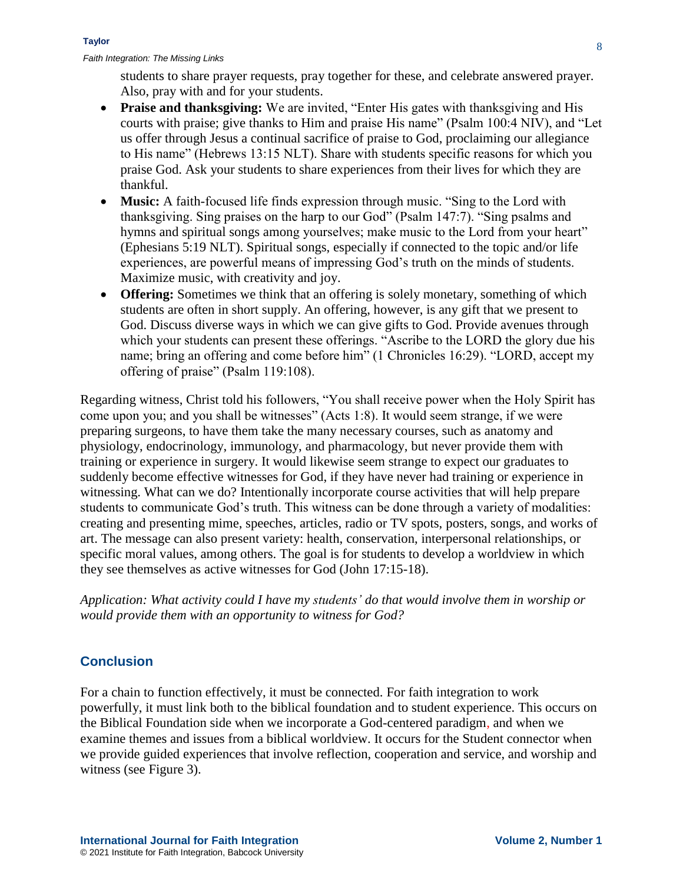students to share prayer requests, pray together for these, and celebrate answered prayer. Also, pray with and for your students.

- **Praise and thanksgiving:** We are invited, "Enter His gates with thanksgiving and His courts with praise; give thanks to Him and praise His name" (Psalm 100:4 NIV), and "Let us offer through Jesus a continual sacrifice of praise to God, proclaiming our allegiance to His name" (Hebrews 13:15 NLT). Share with students specific reasons for which you praise God. Ask your students to share experiences from their lives for which they are thankful.
- **Music:** A faith-focused life finds expression through music. "Sing to the Lord with thanksgiving. Sing praises on the harp to our God" (Psalm 147:7). "Sing psalms and hymns and spiritual songs among yourselves; make music to the Lord from your heart" (Ephesians 5:19 NLT). Spiritual songs, especially if connected to the topic and/or life experiences, are powerful means of impressing God's truth on the minds of students. Maximize music, with creativity and joy.
- **Offering:** Sometimes we think that an offering is solely monetary, something of which students are often in short supply. An offering, however, is any gift that we present to God. Discuss diverse ways in which we can give gifts to God. Provide avenues through which your students can present these offerings. "Ascribe to the LORD the glory due his name; bring an offering and come before him" (1 Chronicles 16:29). "LORD, accept my offering of praise" (Psalm 119:108).

Regarding witness, Christ told his followers, "You shall receive power when the Holy Spirit has come upon you; and you shall be witnesses" (Acts 1:8). It would seem strange, if we were preparing surgeons, to have them take the many necessary courses, such as anatomy and physiology, endocrinology, immunology, and pharmacology, but never provide them with training or experience in surgery. It would likewise seem strange to expect our graduates to suddenly become effective witnesses for God, if they have never had training or experience in witnessing. What can we do? Intentionally incorporate course activities that will help prepare students to communicate God's truth. This witness can be done through a variety of modalities: creating and presenting mime, speeches, articles, radio or TV spots, posters, songs, and works of art. The message can also present variety: health, conservation, interpersonal relationships, or specific moral values, among others. The goal is for students to develop a worldview in which they see themselves as active witnesses for God (John 17:15-18).

*Application: What activity could I have my students' do that would involve them in worship or would provide them with an opportunity to witness for God?*

## Conclusion

For a chain to function effectively, it must be connected. For faith integration to work powerfully, it must link both to the biblical foundation and to student experience. This occurs on the Biblical Foundation side when we incorporate a God-centered paradigm, and when we examine themes and issues from a biblical worldview. It occurs for the Student connector when we provide guided experiences that involve reflection, cooperation and service, and worship and witness (see Figure 3).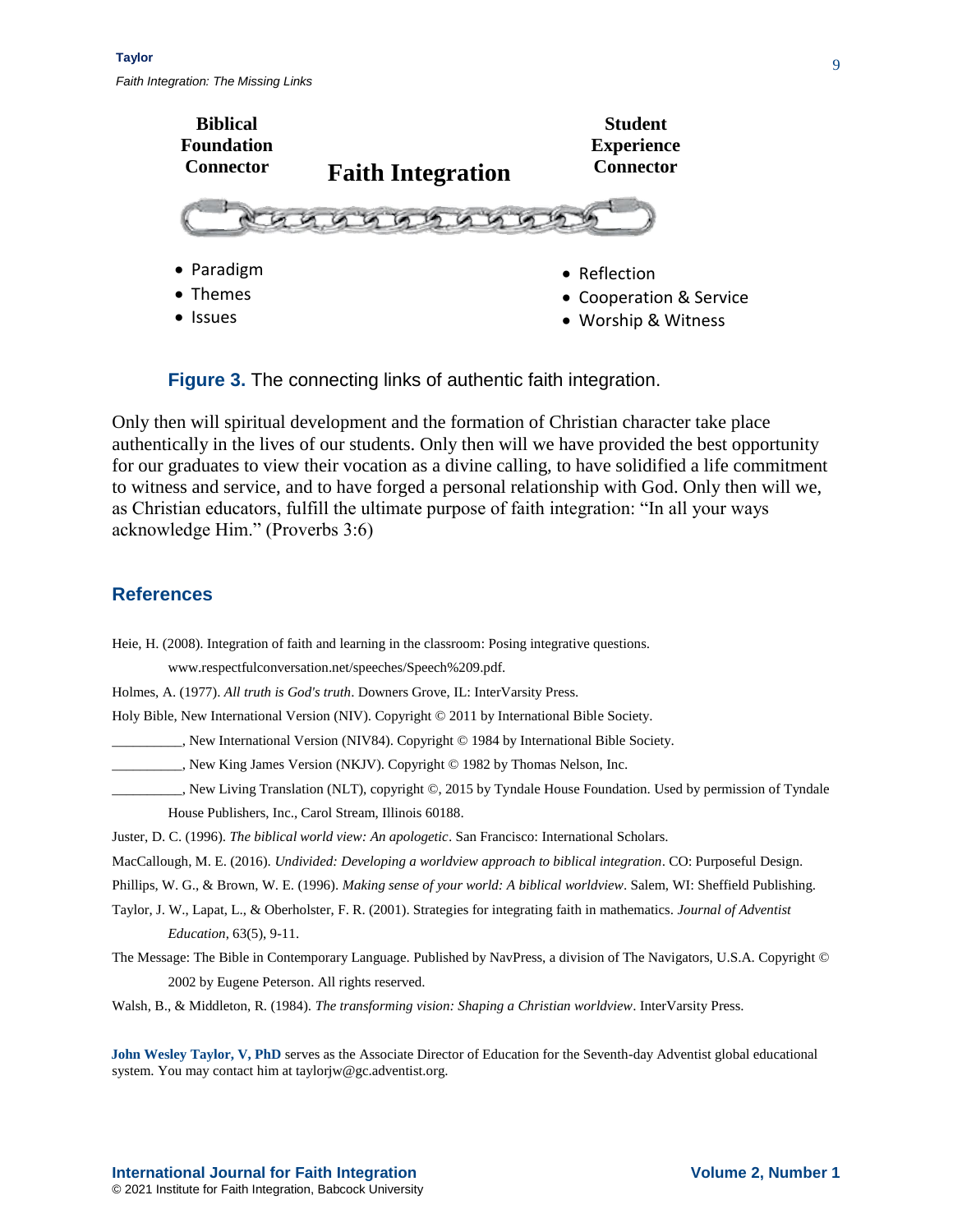Biblical Foundation Connector

Faith Integration

Student Experience Connector

- Paradigm
- Themes
- Issues

- Reflection
- Cooperation & Service
- Worship & Witness

**Figure 3.** The connecting links of authentic faith integration.

Only then will spiritual development and the formation of Christian character take place authentically in the lives of our students. Only then will we have provided the best opportunity for our graduates to view their vocation as a divine calling, to have solidified a life commitment to witness and service, and to have forged a personal relationship with God. Only then will we, as Christian educators, fulfill the ultimate purpose of faith integration: "In all your ways acknowledge Him." (Proverbs 3:6)

## References

Heie, H. (2008). Integration of faith and learning in the classroom: Posing integrative questions. www.respectfulconversation.net/speeches/Speech%209.pdf.

Holmes, A. (1977). *All truth is God's truth*. Downers Grove, IL: InterVarsity Press.

Holy Bible, New International Version (NIV). Copyright © 2011 by International Bible Society.

__________, New International Version (NIV84). Copyright © 1984 by International Bible Society.

__________, New King James Version (NKJV). Copyright © 1982 by Thomas Nelson, Inc.

__________, New Living Translation (NLT), copyright ©, 2015 by Tyndale House Foundation. Used by permission of Tyndale House Publishers, Inc., Carol Stream, Illinois 60188.

Juster, D. C. (1996). *The biblical world view: An apologetic*. San Francisco: International Scholars.

MacCallough, M. E. (2016). *Undivided: Developing a worldview approach to biblical integration*. CO: Purposeful Design.

Phillips, W. G., & Brown, W. E. (1996). *Making sense of your world: A biblical worldview*. Salem, WI: Sheffield Publishing.

Taylor, J. W., Lapat, L., & Oberholster, F. R. (2001). Strategies for integrating faith in mathematics. *Journal of Adventist Education*, 63(5), 9-11.

The Message: The Bible in Contemporary Language. Published by NavPress, a division of The Navigators, U.S.A. Copyright © 2002 by Eugene Peterson. All rights reserved.

Walsh, B., & Middleton, R. (1984). *The transforming vision: Shaping a Christian worldview*. InterVarsity Press.

**John Wesley Taylor, V, PhD** serves as the Associate Director of Education for the Seventh-day Adventist global educational system. You may contact him at taylorjw@gc.adventist.org.